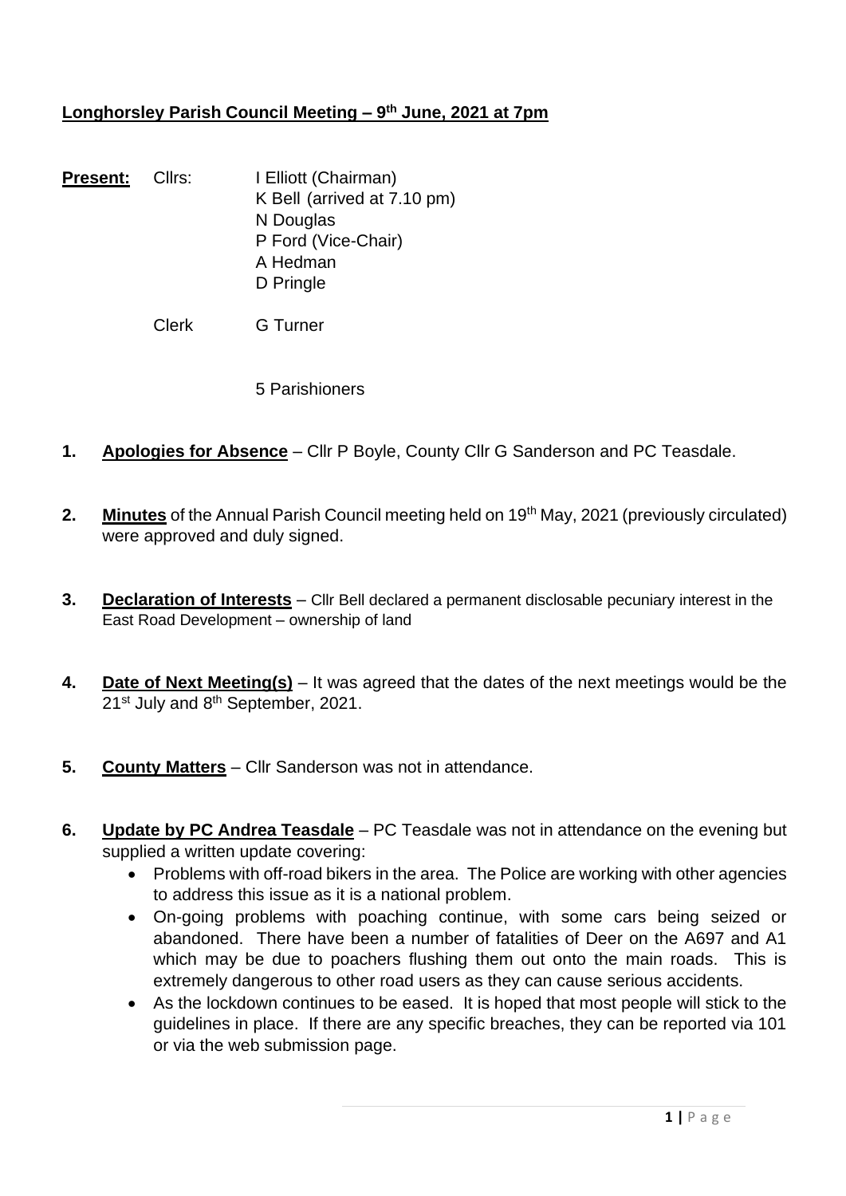**Longhorsley Parish Council Meeting – 9th June, 2021 at 7pm**

**Present:** Cllrs: I Elliott (Chairman)
K Bell (arrived at 7.10 pm)
N Douglas
P Ford (Vice-Chair)
A Hedman
D Pringle

Clerk G Turner

5 Parishioners

1. **Apologies for Absence** – Cllr P Boyle, County Cllr G Sanderson and PC Teasdale.

2. **Minutes** of the Annual Parish Council meeting held on 19th May, 2021 (previously circulated) were approved and duly signed.

3. **Declaration of Interests** – Cllr Bell declared a permanent disclosable pecuniary interest in the East Road Development – ownership of land

4. **Date of Next Meeting(s)** – It was agreed that the dates of the next meetings would be the 21st July and 8th September, 2021.

5. **County Matters** – Cllr Sanderson was not in attendance.

6. **Update by PC Andrea Teasdale** – PC Teasdale was not in attendance on the evening but supplied a written update covering:
   - Problems with off-road bikers in the area. The Police are working with other agencies to address this issue as it is a national problem.
   - On-going problems with poaching continue, with some cars being seized or abandoned. There have been a number of fatalities of Deer on the A697 and A1 which may be due to poachers flushing them out onto the main roads. This is extremely dangerous to other road users as they can cause serious accidents.
   - As the lockdown continues to be eased. It is hoped that most people will stick to the guidelines in place. If there are any specific breaches, they can be reported via 101 or via the web submission page.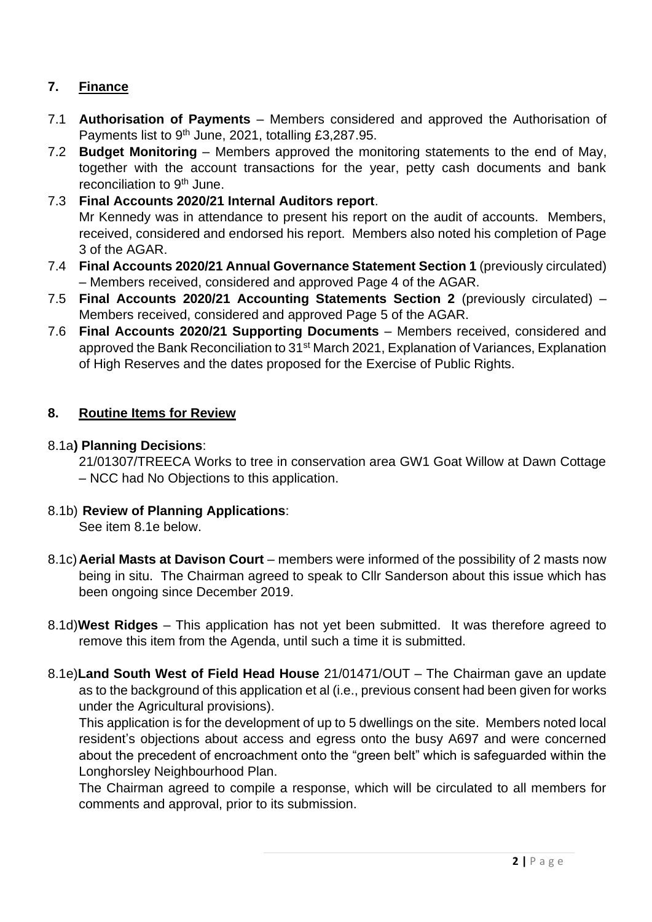## 7. Finance

7.1 **Authorisation of Payments** – Members considered and approved the Authorisation of Payments list to 9th June, 2021, totalling £3,287.95.

7.2 **Budget Monitoring** – Members approved the monitoring statements to the end of May, together with the account transactions for the year, petty cash documents and bank reconciliation to 9th June.

7.3 **Final Accounts 2020/21 Internal Auditors report**.
Mr Kennedy was in attendance to present his report on the audit of accounts. Members, received, considered and endorsed his report. Members also noted his completion of Page 3 of the AGAR.

7.4 **Final Accounts 2020/21 Annual Governance Statement Section 1** (previously circulated) – Members received, considered and approved Page 4 of the AGAR.

7.5 **Final Accounts 2020/21 Accounting Statements Section 2** (previously circulated) – Members received, considered and approved Page 5 of the AGAR.

7.6 **Final Accounts 2020/21 Supporting Documents** – Members received, considered and approved the Bank Reconciliation to 31st March 2021, Explanation of Variances, Explanation of High Reserves and the dates proposed for the Exercise of Public Rights.

## 8. Routine Items for Review

8.1a**) Planning Decisions**:
21/01307/TREECA Works to tree in conservation area GW1 Goat Willow at Dawn Cottage – NCC had No Objections to this application.

8.1b) **Review of Planning Applications**:
See item 8.1e below.

8.1c) **Aerial Masts at Davison Court** – members were informed of the possibility of 2 masts now being in situ. The Chairman agreed to speak to Cllr Sanderson about this issue which has been ongoing since December 2019.

8.1d) **West Ridges** – This application has not yet been submitted. It was therefore agreed to remove this item from the Agenda, until such a time it is submitted.

8.1e) **Land South West of Field Head House** 21/01471/OUT – The Chairman gave an update as to the background of this application et al (i.e., previous consent had been given for works under the Agricultural provisions).
This application is for the development of up to 5 dwellings on the site. Members noted local resident's objections about access and egress onto the busy A697 and were concerned about the precedent of encroachment onto the "green belt" which is safeguarded within the Longhorsley Neighbourhood Plan.
The Chairman agreed to compile a response, which will be circulated to all members for comments and approval, prior to its submission.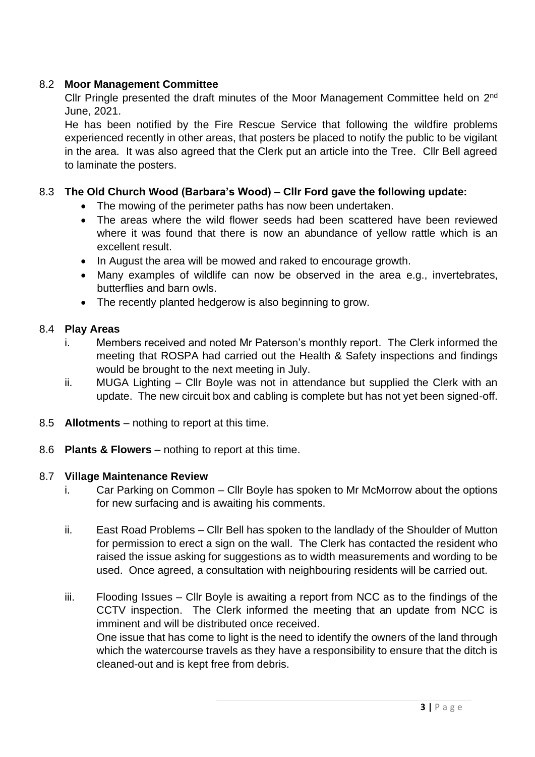8.2 **Moor Management Committee**

Cllr Pringle presented the draft minutes of the Moor Management Committee held on 2nd June, 2021.

He has been notified by the Fire Rescue Service that following the wildfire problems experienced recently in other areas, that posters be placed to notify the public to be vigilant in the area. It was also agreed that the Clerk put an article into the Tree. Cllr Bell agreed to laminate the posters.

8.3 **The Old Church Wood (Barbara's Wood) – Cllr Ford gave the following update:**

- The mowing of the perimeter paths has now been undertaken.
- The areas where the wild flower seeds had been scattered have been reviewed where it was found that there is now an abundance of yellow rattle which is an excellent result.
- In August the area will be mowed and raked to encourage growth.
- Many examples of wildlife can now be observed in the area e.g., invertebrates, butterflies and barn owls.
- The recently planted hedgerow is also beginning to grow.

8.4 **Play Areas**

i. Members received and noted Mr Paterson's monthly report. The Clerk informed the meeting that ROSPA had carried out the Health & Safety inspections and findings would be brought to the next meeting in July.

ii. MUGA Lighting – Cllr Boyle was not in attendance but supplied the Clerk with an update. The new circuit box and cabling is complete but has not yet been signed-off.

8.5 **Allotments** – nothing to report at this time.

8.6 **Plants & Flowers** – nothing to report at this time.

8.7 **Village Maintenance Review**

i. Car Parking on Common – Cllr Boyle has spoken to Mr McMorrow about the options for new surfacing and is awaiting his comments.

ii. East Road Problems – Cllr Bell has spoken to the landlady of the Shoulder of Mutton for permission to erect a sign on the wall. The Clerk has contacted the resident who raised the issue asking for suggestions as to width measurements and wording to be used. Once agreed, a consultation with neighbouring residents will be carried out.

iii. Flooding Issues – Cllr Boyle is awaiting a report from NCC as to the findings of the CCTV inspection. The Clerk informed the meeting that an update from NCC is imminent and will be distributed once received.
One issue that has come to light is the need to identify the owners of the land through which the watercourse travels as they have a responsibility to ensure that the ditch is cleaned-out and is kept free from debris.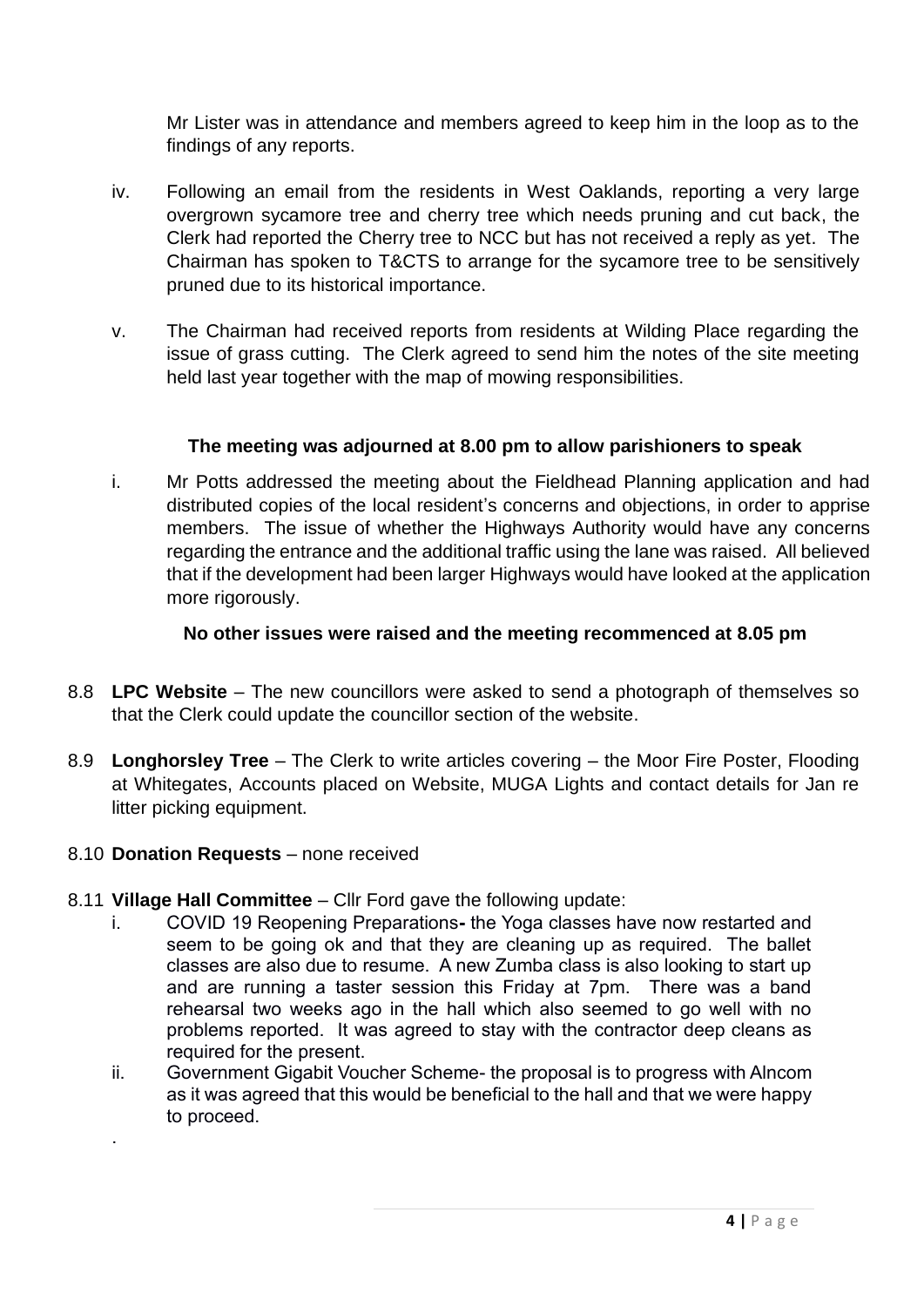Mr Lister was in attendance and members agreed to keep him in the loop as to the findings of any reports.

iv. Following an email from the residents in West Oaklands, reporting a very large overgrown sycamore tree and cherry tree which needs pruning and cut back, the Clerk had reported the Cherry tree to NCC but has not received a reply as yet. The Chairman has spoken to T&CTS to arrange for the sycamore tree to be sensitively pruned due to its historical importance.

v. The Chairman had received reports from residents at Wilding Place regarding the issue of grass cutting. The Clerk agreed to send him the notes of the site meeting held last year together with the map of mowing responsibilities.

**The meeting was adjourned at 8.00 pm to allow parishioners to speak**

i. Mr Potts addressed the meeting about the Fieldhead Planning application and had distributed copies of the local resident's concerns and objections, in order to apprise members. The issue of whether the Highways Authority would have any concerns regarding the entrance and the additional traffic using the lane was raised. All believed that if the development had been larger Highways would have looked at the application more rigorously.

**No other issues were raised and the meeting recommenced at 8.05 pm**

8.8 **LPC Website** – The new councillors were asked to send a photograph of themselves so that the Clerk could update the councillor section of the website.

8.9 **Longhorsley Tree** – The Clerk to write articles covering – the Moor Fire Poster, Flooding at Whitegates, Accounts placed on Website, MUGA Lights and contact details for Jan re litter picking equipment.

8.10 **Donation Requests** – none received

8.11 **Village Hall Committee** – Cllr Ford gave the following update:

i. COVID 19 Reopening Preparations**-** the Yoga classes have now restarted and seem to be going ok and that they are cleaning up as required. The ballet classes are also due to resume. A new Zumba class is also looking to start up and are running a taster session this Friday at 7pm. There was a band rehearsal two weeks ago in the hall which also seemed to go well with no problems reported. It was agreed to stay with the contractor deep cleans as required for the present.

ii. Government Gigabit Voucher Scheme- the proposal is to progress with Alncom as it was agreed that this would be beneficial to the hall and that we were happy to proceed.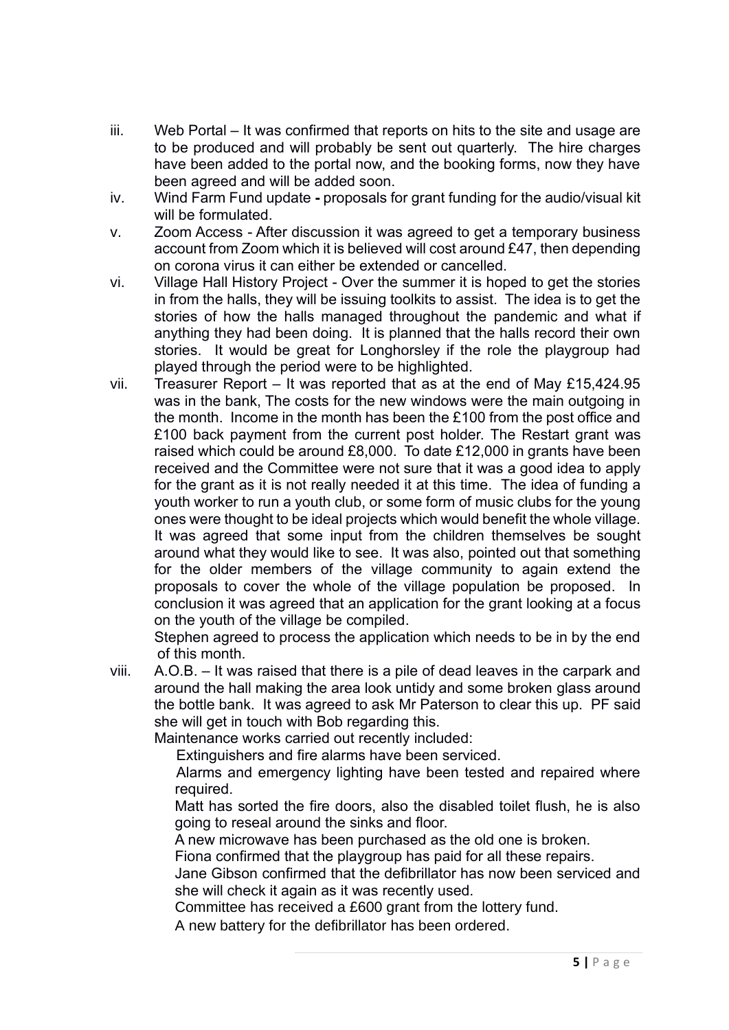iii. Web Portal – It was confirmed that reports on hits to the site and usage are to be produced and will probably be sent out quarterly. The hire charges have been added to the portal now, and the booking forms, now they have been agreed and will be added soon.

iv. Wind Farm Fund update **-** proposals for grant funding for the audio/visual kit will be formulated.

v. Zoom Access - After discussion it was agreed to get a temporary business account from Zoom which it is believed will cost around £47, then depending on corona virus it can either be extended or cancelled.

vi. Village Hall History Project - Over the summer it is hoped to get the stories in from the halls, they will be issuing toolkits to assist. The idea is to get the stories of how the halls managed throughout the pandemic and what if anything they had been doing. It is planned that the halls record their own stories. It would be great for Longhorsley if the role the playgroup had played through the period were to be highlighted.

vii. Treasurer Report – It was reported that as at the end of May £15,424.95 was in the bank, The costs for the new windows were the main outgoing in the month. Income in the month has been the £100 from the post office and £100 back payment from the current post holder. The Restart grant was raised which could be around £8,000. To date £12,000 in grants have been received and the Committee were not sure that it was a good idea to apply for the grant as it is not really needed it at this time. The idea of funding a youth worker to run a youth club, or some form of music clubs for the young ones were thought to be ideal projects which would benefit the whole village. It was agreed that some input from the children themselves be sought around what they would like to see. It was also, pointed out that something for the older members of the village community to again extend the proposals to cover the whole of the village population be proposed. In conclusion it was agreed that an application for the grant looking at a focus on the youth of the village be compiled.

Stephen agreed to process the application which needs to be in by the end of this month.

viii. A.O.B. – It was raised that there is a pile of dead leaves in the carpark and around the hall making the area look untidy and some broken glass around the bottle bank. It was agreed to ask Mr Paterson to clear this up. PF said she will get in touch with Bob regarding this.

Maintenance works carried out recently included:

Extinguishers and fire alarms have been serviced.

Alarms and emergency lighting have been tested and repaired where required.

Matt has sorted the fire doors, also the disabled toilet flush, he is also going to reseal around the sinks and floor.

A new microwave has been purchased as the old one is broken.

Fiona confirmed that the playgroup has paid for all these repairs.

Jane Gibson confirmed that the defibrillator has now been serviced and she will check it again as it was recently used.

Committee has received a £600 grant from the lottery fund.

A new battery for the defibrillator has been ordered.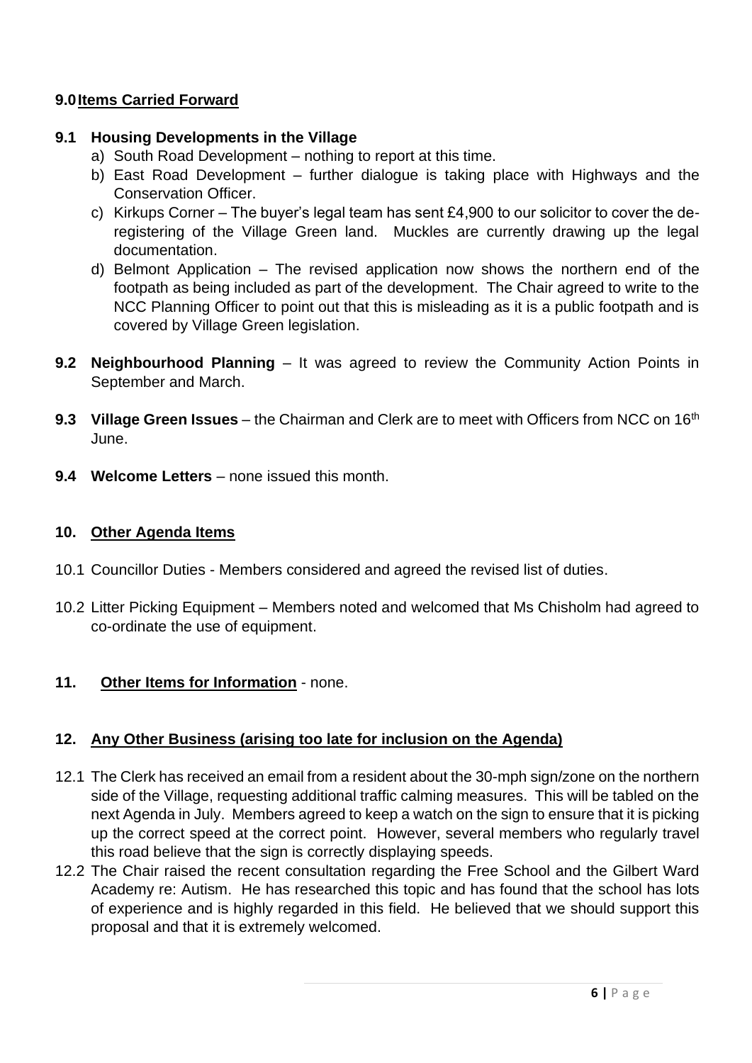## 9.0 Items Carried Forward

### 9.1 Housing Developments in the Village

a) South Road Development – nothing to report at this time.
b) East Road Development – further dialogue is taking place with Highways and the Conservation Officer.
c) Kirkups Corner – The buyer's legal team has sent £4,900 to our solicitor to cover the de-registering of the Village Green land. Muckles are currently drawing up the legal documentation.
d) Belmont Application – The revised application now shows the northern end of the footpath as being included as part of the development. The Chair agreed to write to the NCC Planning Officer to point out that this is misleading as it is a public footpath and is covered by Village Green legislation.

**9.2 Neighbourhood Planning** – It was agreed to review the Community Action Points in September and March.

**9.3 Village Green Issues** – the Chairman and Clerk are to meet with Officers from NCC on 16th June.

**9.4 Welcome Letters** – none issued this month.

## 10. Other Agenda Items

10.1 Councillor Duties - Members considered and agreed the revised list of duties.

10.2 Litter Picking Equipment – Members noted and welcomed that Ms Chisholm had agreed to co-ordinate the use of equipment.

## 11. Other Items for Information - none.

## 12. Any Other Business (arising too late for inclusion on the Agenda)

12.1 The Clerk has received an email from a resident about the 30-mph sign/zone on the northern side of the Village, requesting additional traffic calming measures. This will be tabled on the next Agenda in July. Members agreed to keep a watch on the sign to ensure that it is picking up the correct speed at the correct point. However, several members who regularly travel this road believe that the sign is correctly displaying speeds.

12.2 The Chair raised the recent consultation regarding the Free School and the Gilbert Ward Academy re: Autism. He has researched this topic and has found that the school has lots of experience and is highly regarded in this field. He believed that we should support this proposal and that it is extremely welcomed.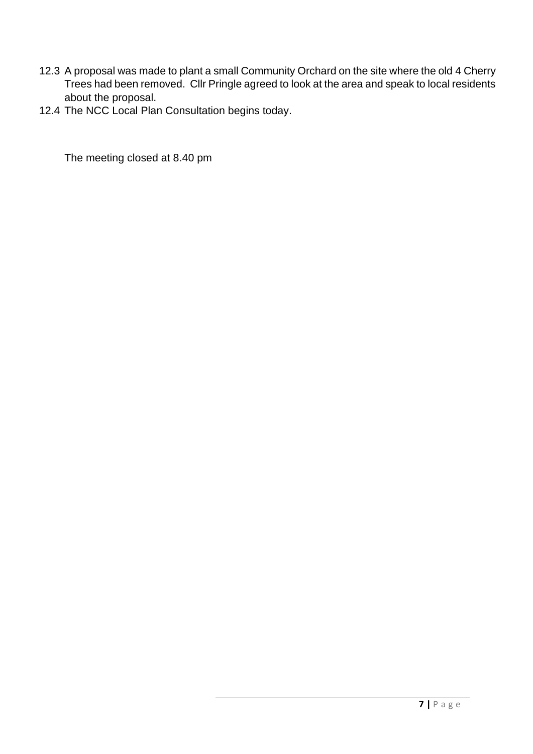12.3 A proposal was made to plant a small Community Orchard on the site where the old 4 Cherry Trees had been removed. Cllr Pringle agreed to look at the area and speak to local residents about the proposal.

12.4 The NCC Local Plan Consultation begins today.

The meeting closed at 8.40 pm